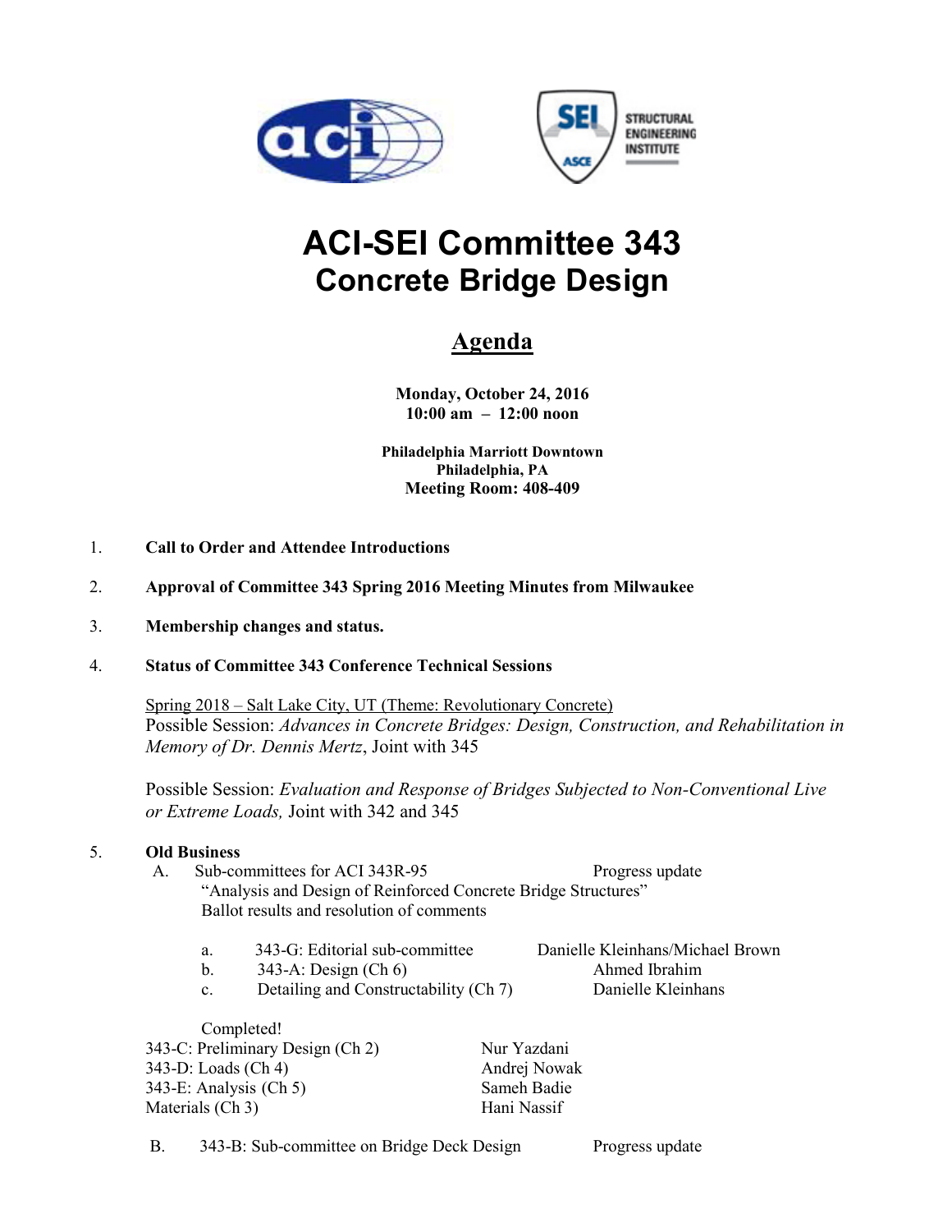# ACI-SEI Committee 343
## Concrete Bridge Design

## Agenda

**Monday, October 24, 2016**
**10:00 am – 12:00 noon**

**Philadelphia Marriott Downtown**
**Philadelphia, PA**
**Meeting Room: 408-409**

1. **Call to Order and Attendee Introductions**

2. **Approval of Committee 343 Spring 2016 Meeting Minutes from Milwaukee**

3. **Membership changes and status.**

4. **Status of Committee 343 Conference Technical Sessions**

   Spring 2018 – Salt Lake City, UT (Theme: Revolutionary Concrete)
   Possible Session: *Advances in Concrete Bridges: Design, Construction, and Rehabilitation in Memory of Dr. Dennis Mertz*, Joint with 345

   Possible Session: *Evaluation and Response of Bridges Subjected to Non-Conventional Live or Extreme Loads,* Joint with 342 and 345

5. **Old Business**

   A. Sub-committees for ACI 343R-95 — Progress update
   "Analysis and Design of Reinforced Concrete Bridge Structures"
   Ballot results and resolution of comments

   a. 343-G: Editorial sub-committee — Danielle Kleinhans/Michael Brown
   b. 343-A: Design (Ch 6) — Ahmed Ibrahim
   c. Detailing and Constructability (Ch 7) — Danielle Kleinhans

   Completed!

   343-C: Preliminary Design (Ch 2) — Nur Yazdani
   343-D: Loads (Ch 4) — Andrej Nowak
   343-E: Analysis (Ch 5) — Sameh Badie
   Materials (Ch 3) — Hani Nassif

   B. 343-B: Sub-committee on Bridge Deck Design — Progress update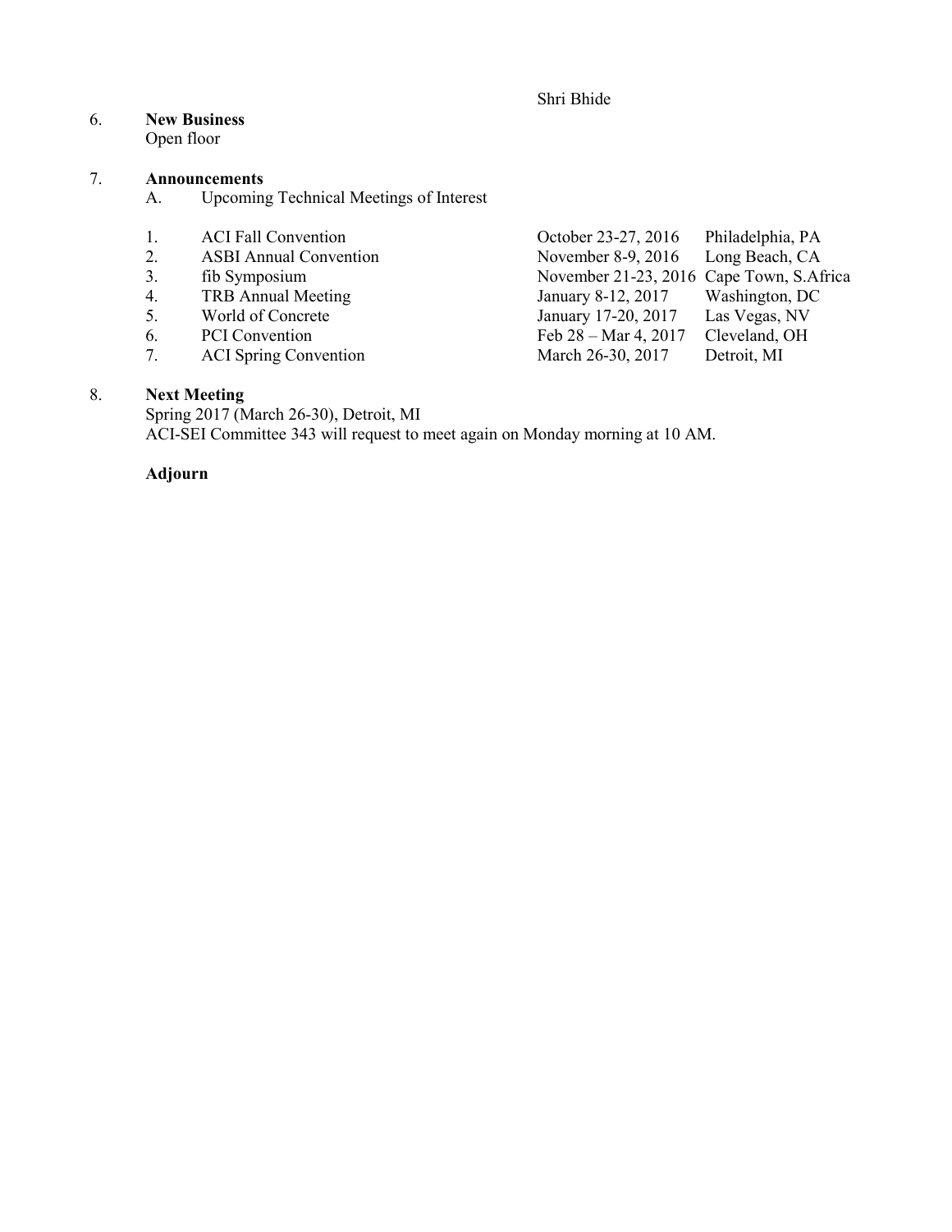Shri Bhide

6. **New Business**

   Open floor

7. **Announcements**

   A. Upcoming Technical Meetings of Interest

| | | | |
|---|---|---|---|
| 1. | ACI Fall Convention | October 23-27, 2016 | Philadelphia, PA |
| 2. | ASBI Annual Convention | November 8-9, 2016 | Long Beach, CA |
| 3. | fib Symposium | November 21-23, 2016 | Cape Town, S.Africa |
| 4. | TRB Annual Meeting | January 8-12, 2017 | Washington, DC |
| 5. | World of Concrete | January 17-20, 2017 | Las Vegas, NV |
| 6. | PCI Convention | Feb 28 – Mar 4, 2017 | Cleveland, OH |
| 7. | ACI Spring Convention | March 26-30, 2017 | Detroit, MI |

8. **Next Meeting**

   Spring 2017 (March 26-30), Detroit, MI

   ACI-SEI Committee 343 will request to meet again on Monday morning at 10 AM.

   **Adjourn**